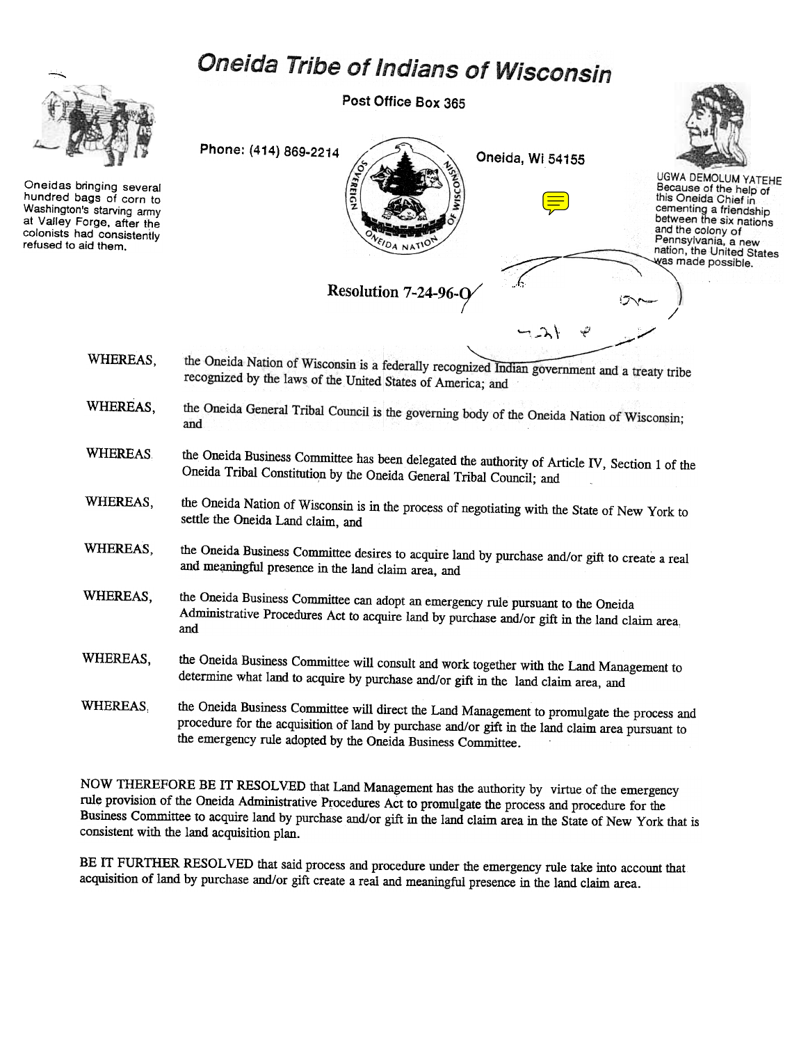# Oneida Tribe of Indians of Wisconsin

Post Office Box 365

Phone: (414) 869-2214

Oneida, Wi 54155

Oneidas bringing several hundred bags of corn to Washington's starving army at Valley Forge, after the colonists had consistently refused to aid them.

UGWA DEMOLUM YATEHE
Because of the help of this Oneida Chief in cementing a friendship between the six nations and the colony of Pennsylvania, a new nation, the United States was made possible.

## Resolution 7-24-96-O

WHEREAS, the Oneida Nation of Wisconsin is a federally recognized Indian government and a treaty tribe recognized by the laws of the United States of America; and

WHEREAS, the Oneida General Tribal Council is the governing body of the Oneida Nation of Wisconsin; and

WHEREAS the Oneida Business Committee has been delegated the authority of Article IV, Section 1 of the Oneida Tribal Constitution by the Oneida General Tribal Council; and

WHEREAS, the Oneida Nation of Wisconsin is in the process of negotiating with the State of New York to settle the Oneida Land claim, and

WHEREAS, the Oneida Business Committee desires to acquire land by purchase and/or gift to create a real and meaningful presence in the land claim area, and

WHEREAS, the Oneida Business Committee can adopt an emergency rule pursuant to the Oneida Administrative Procedures Act to acquire land by purchase and/or gift in the land claim area, and

WHEREAS, the Oneida Business Committee will consult and work together with the Land Management to determine what land to acquire by purchase and/or gift in the land claim area, and

WHEREAS, the Oneida Business Committee will direct the Land Management to promulgate the process and procedure for the acquisition of land by purchase and/or gift in the land claim area pursuant to the emergency rule adopted by the Oneida Business Committee.

NOW THEREFORE BE IT RESOLVED that Land Management has the authority by virtue of the emergency rule provision of the Oneida Administrative Procedures Act to promulgate the process and procedure for the Business Committee to acquire land by purchase and/or gift in the land claim area in the State of New York that is consistent with the land acquisition plan.

BE IT FURTHER RESOLVED that said process and procedure under the emergency rule take into account that acquisition of land by purchase and/or gift create a real and meaningful presence in the land claim area.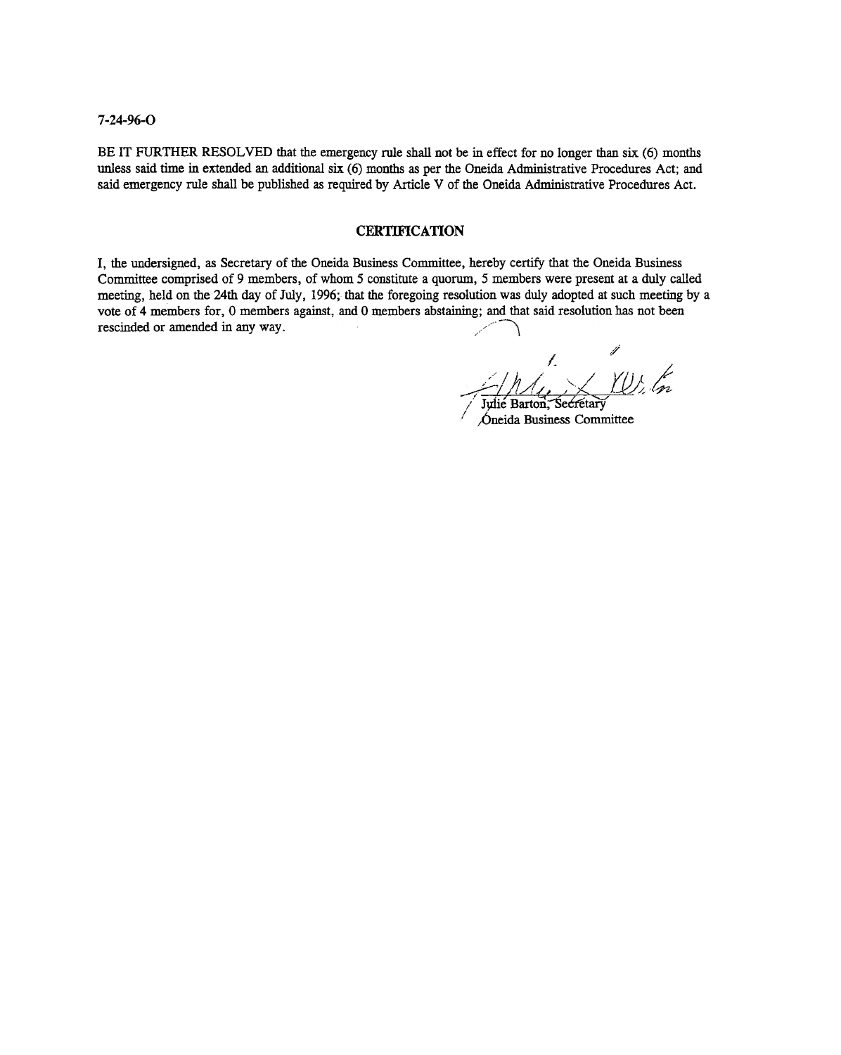7-24-96-O

BE IT FURTHER RESOLVED that the emergency rule shall not be in effect for no longer than six (6) months unless said time in extended an additional six (6) months as per the Oneida Administrative Procedures Act; and said emergency rule shall be published as required by Article V of the Oneida Administrative Procedures Act.

## CERTIFICATION

I, the undersigned, as Secretary of the Oneida Business Committee, hereby certify that the Oneida Business Committee comprised of 9 members, of whom 5 constitute a quorum, 5 members were present at a duly called meeting, held on the 24th day of July, 1996; that the foregoing resolution was duly adopted at such meeting by a vote of 4 members for, 0 members against, and 0 members abstaining; and that said resolution has not been rescinded or amended in any way.

Julie Barton, Secretary
Oneida Business Committee